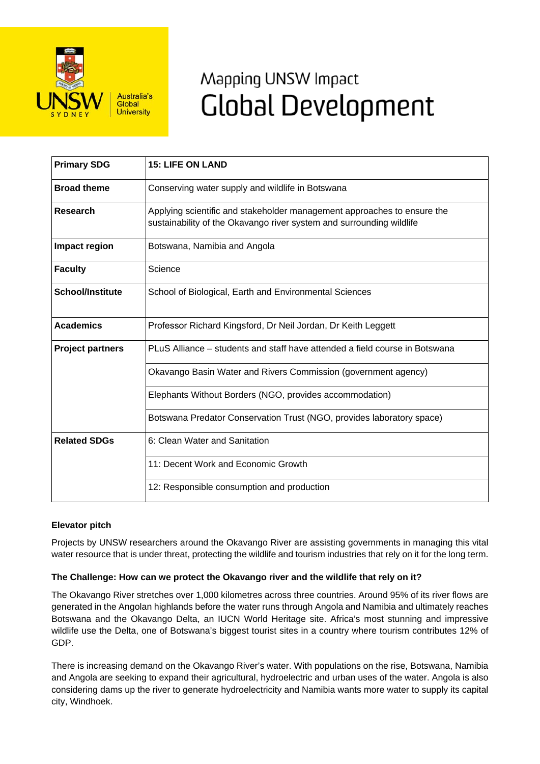UNSW SYDNEY — Australia's Global University

# Mapping UNSW Impact
# Global Development

| Primary SDG | 15: LIFE ON LAND |
|---|---|
| Broad theme | Conserving water supply and wildlife in Botswana |
| Research | Applying scientific and stakeholder management approaches to ensure the sustainability of the Okavango river system and surrounding wildlife |
| Impact region | Botswana, Namibia and Angola |
| Faculty | Science |
| School/Institute | School of Biological, Earth and Environmental Sciences |
| Academics | Professor Richard Kingsford, Dr Neil Jordan, Dr Keith Leggett |
| Project partners | PLuS Alliance – students and staff have attended a field course in Botswana |
| | Okavango Basin Water and Rivers Commission (government agency) |
| | Elephants Without Borders (NGO, provides accommodation) |
| | Botswana Predator Conservation Trust (NGO, provides laboratory space) |
| Related SDGs | 6: Clean Water and Sanitation |
| | 11: Decent Work and Economic Growth |
| | 12: Responsible consumption and production |

**Elevator pitch**

Projects by UNSW researchers around the Okavango River are assisting governments in managing this vital water resource that is under threat, protecting the wildlife and tourism industries that rely on it for the long term.

**The Challenge: How can we protect the Okavango river and the wildlife that rely on it?**

The Okavango River stretches over 1,000 kilometres across three countries. Around 95% of its river flows are generated in the Angolan highlands before the water runs through Angola and Namibia and ultimately reaches Botswana and the Okavango Delta, an IUCN World Heritage site. Africa's most stunning and impressive wildlife use the Delta, one of Botswana's biggest tourist sites in a country where tourism contributes 12% of GDP.

There is increasing demand on the Okavango River's water. With populations on the rise, Botswana, Namibia and Angola are seeking to expand their agricultural, hydroelectric and urban uses of the water. Angola is also considering dams up the river to generate hydroelectricity and Namibia wants more water to supply its capital city, Windhoek.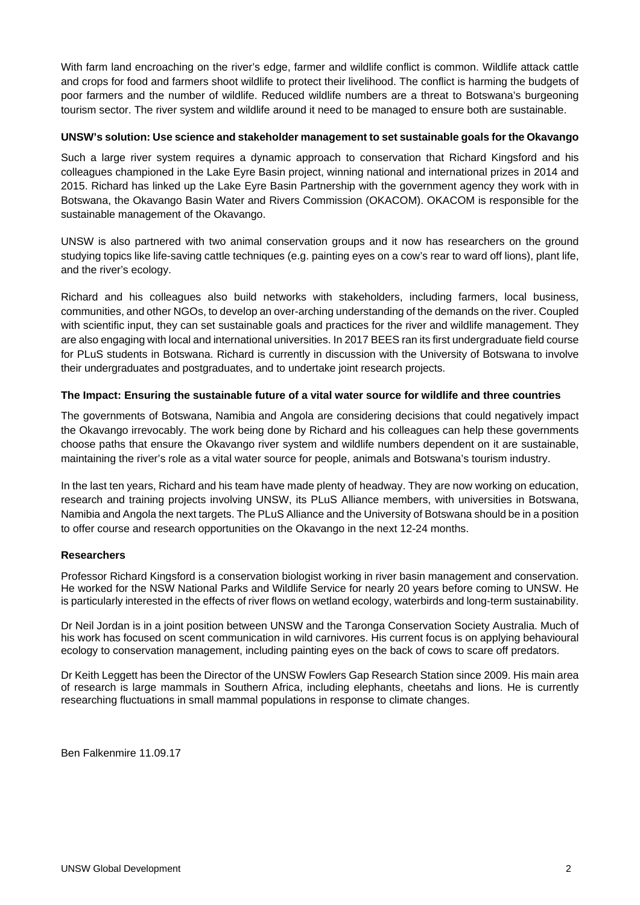With farm land encroaching on the river's edge, farmer and wildlife conflict is common. Wildlife attack cattle and crops for food and farmers shoot wildlife to protect their livelihood. The conflict is harming the budgets of poor farmers and the number of wildlife. Reduced wildlife numbers are a threat to Botswana's burgeoning tourism sector. The river system and wildlife around it need to be managed to ensure both are sustainable.

**UNSW's solution: Use science and stakeholder management to set sustainable goals for the Okavango**

Such a large river system requires a dynamic approach to conservation that Richard Kingsford and his colleagues championed in the Lake Eyre Basin project, winning national and international prizes in 2014 and 2015. Richard has linked up the Lake Eyre Basin Partnership with the government agency they work with in Botswana, the Okavango Basin Water and Rivers Commission (OKACOM). OKACOM is responsible for the sustainable management of the Okavango.

UNSW is also partnered with two animal conservation groups and it now has researchers on the ground studying topics like life-saving cattle techniques (e.g. painting eyes on a cow's rear to ward off lions), plant life, and the river's ecology.

Richard and his colleagues also build networks with stakeholders, including farmers, local business, communities, and other NGOs, to develop an over-arching understanding of the demands on the river. Coupled with scientific input, they can set sustainable goals and practices for the river and wildlife management. They are also engaging with local and international universities. In 2017 BEES ran its first undergraduate field course for PLuS students in Botswana. Richard is currently in discussion with the University of Botswana to involve their undergraduates and postgraduates, and to undertake joint research projects.

**The Impact: Ensuring the sustainable future of a vital water source for wildlife and three countries**

The governments of Botswana, Namibia and Angola are considering decisions that could negatively impact the Okavango irrevocably. The work being done by Richard and his colleagues can help these governments choose paths that ensure the Okavango river system and wildlife numbers dependent on it are sustainable, maintaining the river's role as a vital water source for people, animals and Botswana's tourism industry.

In the last ten years, Richard and his team have made plenty of headway. They are now working on education, research and training projects involving UNSW, its PLuS Alliance members, with universities in Botswana, Namibia and Angola the next targets. The PLuS Alliance and the University of Botswana should be in a position to offer course and research opportunities on the Okavango in the next 12-24 months.

**Researchers**

Professor Richard Kingsford is a conservation biologist working in river basin management and conservation. He worked for the NSW National Parks and Wildlife Service for nearly 20 years before coming to UNSW. He is particularly interested in the effects of river flows on wetland ecology, waterbirds and long-term sustainability.

Dr Neil Jordan is in a joint position between UNSW and the Taronga Conservation Society Australia. Much of his work has focused on scent communication in wild carnivores. His current focus is on applying behavioural ecology to conservation management, including painting eyes on the back of cows to scare off predators.

Dr Keith Leggett has been the Director of the UNSW Fowlers Gap Research Station since 2009. His main area of research is large mammals in Southern Africa, including elephants, cheetahs and lions. He is currently researching fluctuations in small mammal populations in response to climate changes.

Ben Falkenmire 11.09.17